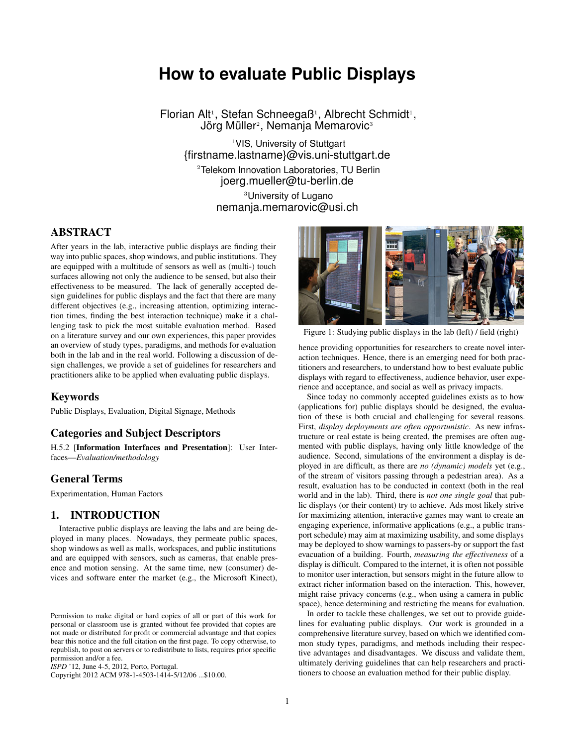# How to evaluate Public Displays

Florian Alt[1], Stefan Schneegaß[1], Albrecht Schmidt[1], Jörg Müller[2], Nemanja Memarovic[3]

[1]VIS, University of Stuttgart
{firstname.lastname}@vis.uni-stuttgart.de

[2]Telekom Innovation Laboratories, TU Berlin
joerg.mueller@tu-berlin.de

[3]University of Lugano
nemanja.memarovic@usi.ch

## ABSTRACT

After years in the lab, interactive public displays are finding their way into public spaces, shop windows, and public institutions. They are equipped with a multitude of sensors as well as (multi-) touch surfaces allowing not only the audience to be sensed, but also their effectiveness to be measured. The lack of generally accepted design guidelines for public displays and the fact that there are many different objectives (e.g., increasing attention, optimizing interaction times, finding the best interaction technique) make it a challenging task to pick the most suitable evaluation method. Based on a literature survey and our own experiences, this paper provides an overview of study types, paradigms, and methods for evaluation both in the lab and in the real world. Following a discussion of design challenges, we provide a set of guidelines for researchers and practitioners alike to be applied when evaluating public displays.

## Keywords

Public Displays, Evaluation, Digital Signage, Methods

## Categories and Subject Descriptors

H.5.2 [**Information Interfaces and Presentation**]: User Interfaces—*Evaluation/methodology*

## General Terms

Experimentation, Human Factors

## 1. INTRODUCTION

Interactive public displays are leaving the labs and are being deployed in many places. Nowadays, they permeate public spaces, shop windows as well as malls, workspaces, and public institutions and are equipped with sensors, such as cameras, that enable presence and motion sensing. At the same time, new (consumer) devices and software enter the market (e.g., the Microsoft Kinect), hence providing opportunities for researchers to create novel interaction techniques. Hence, there is an emerging need for both practitioners and researchers, to understand how to best evaluate public displays with regard to effectiveness, audience behavior, user experience and acceptance, and social as well as privacy impacts.

Figure 1: Studying public displays in the lab (left) / field (right)

Since today no commonly accepted guidelines exists as to how (applications for) public displays should be designed, the evaluation of these is both crucial and challenging for several reasons. First, *display deployments are often opportunistic*. As new infrastructure or real estate is being created, the premises are often augmented with public displays, having only little knowledge of the audience. Second, simulations of the environment a display is deployed in are difficult, as there are *no (dynamic) models* yet (e.g., of the stream of visitors passing through a pedestrian area). As a result, evaluation has to be conducted in context (both in the real world and in the lab). Third, there is *not one single goal* that public displays (or their content) try to achieve. Ads most likely strive for maximizing attention, interactive games may want to create an engaging experience, informative applications (e.g., a public transport schedule) may aim at maximizing usability, and some displays may be deployed to show warnings to passers-by or support the fast evacuation of a building. Fourth, *measuring the effectiveness* of a display is difficult. Compared to the internet, it is often not possible to monitor user interaction, but sensors might in the future allow to extract richer information based on the interaction. This, however, might raise privacy concerns (e.g., when using a camera in public space), hence determining and restricting the means for evaluation.

In order to tackle these challenges, we set out to provide guidelines for evaluating public displays. Our work is grounded in a comprehensive literature survey, based on which we identified common study types, paradigms, and methods including their respective advantages and disadvantages. We discuss and validate them, ultimately deriving guidelines that can help researchers and practitioners to choose an evaluation method for their public display.

Permission to make digital or hard copies of all or part of this work for personal or classroom use is granted without fee provided that copies are not made or distributed for profit or commercial advantage and that copies bear this notice and the full citation on the first page. To copy otherwise, to republish, to post on servers or to redistribute to lists, requires prior specific permission and/or a fee.
*ISPD* '12, June 4-5, 2012, Porto, Portugal.
Copyright 2012 ACM 978-1-4503-1414-5/12/06 ...$10.00.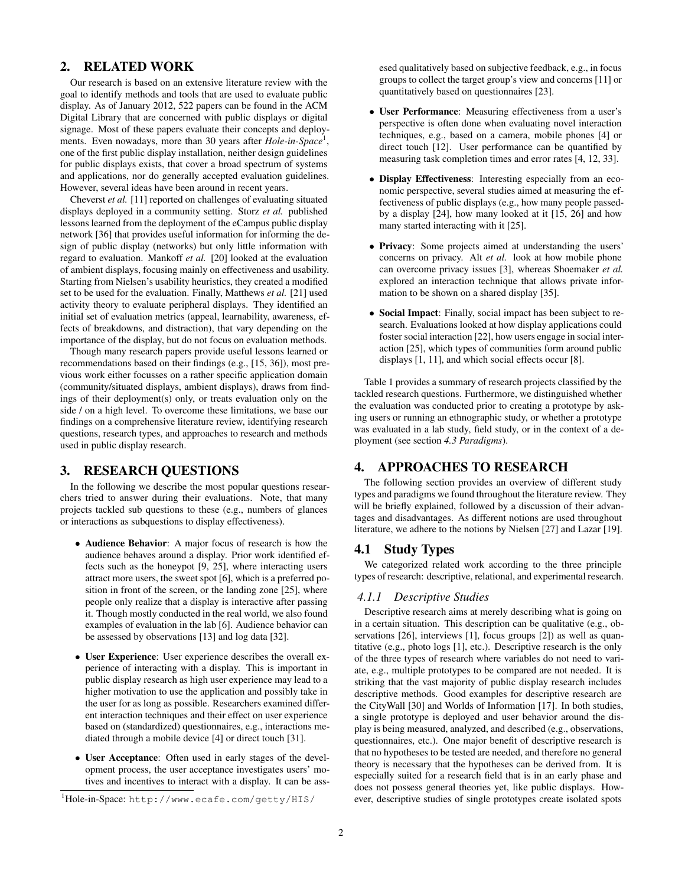## 2. RELATED WORK

Our research is based on an extensive literature review with the goal to identify methods and tools that are used to evaluate public display. As of January 2012, 522 papers can be found in the ACM Digital Library that are concerned with public displays or digital signage. Most of these papers evaluate their concepts and deployments. Even nowadays, more than 30 years after *Hole-in-Space*[1], one of the first public display installation, neither design guidelines for public displays exists, that cover a broad spectrum of systems and applications, nor do generally accepted evaluation guidelines. However, several ideas have been around in recent years.

Cheverst *et al.* [11] reported on challenges of evaluating situated displays deployed in a community setting. Storz *et al.* published lessons learned from the deployment of the eCampus public display network [36] that provides useful information for informing the design of public display (networks) but only little information with regard to evaluation. Mankoff *et al.* [20] looked at the evaluation of ambient displays, focusing mainly on effectiveness and usability. Starting from Nielsen's usability heuristics, they created a modified set to be used for the evaluation. Finally, Matthews *et al.* [21] used activity theory to evaluate peripheral displays. They identified an initial set of evaluation metrics (appeal, learnability, awareness, effects of breakdowns, and distraction), that vary depending on the importance of the display, but do not focus on evaluation methods.

Though many research papers provide useful lessons learned or recommendations based on their findings (e.g., [15, 36]), most previous work either focusses on a rather specific application domain (community/situated displays, ambient displays), draws from findings of their deployment(s) only, or treats evaluation only on the side / on a high level. To overcome these limitations, we base our findings on a comprehensive literature review, identifying research questions, research types, and approaches to research and methods used in public display research.

## 3. RESEARCH QUESTIONS

In the following we describe the most popular questions researchers tried to answer during their evaluations. Note, that many projects tackled sub questions to these (e.g., numbers of glances or interactions as subquestions to display effectiveness).

- **Audience Behavior**: A major focus of research is how the audience behaves around a display. Prior work identified effects such as the honeypot [9, 25], where interacting users attract more users, the sweet spot [6], which is a preferred position in front of the screen, or the landing zone [25], where people only realize that a display is interactive after passing it. Though mostly conducted in the real world, we also found examples of evaluation in the lab [6]. Audience behavior can be assessed by observations [13] and log data [32].
- **User Experience**: User experience describes the overall experience of interacting with a display. This is important in public display research as high user experience may lead to a higher motivation to use the application and possibly take in the user for as long as possible. Researchers examined different interaction techniques and their effect on user experience based on (standardized) questionnaires, e.g., interactions mediated through a mobile device [4] or direct touch [31].
- **User Acceptance**: Often used in early stages of the development process, the user acceptance investigates users' motives and incentives to interact with a display. It can be assessed qualitatively based on subjective feedback, e.g., in focus groups to collect the target group's view and concerns [11] or quantitatively based on questionnaires [23].
- **User Performance**: Measuring effectiveness from a user's perspective is often done when evaluating novel interaction techniques, e.g., based on a camera, mobile phones [4] or direct touch [12]. User performance can be quantified by measuring task completion times and error rates [4, 12, 33].
- **Display Effectiveness**: Interesting especially from an economic perspective, several studies aimed at measuring the effectiveness of public displays (e.g., how many people passed-by a display [24], how many looked at it [15, 26] and how many started interacting with it [25].
- **Privacy**: Some projects aimed at understanding the users' concerns on privacy. Alt *et al.* look at how mobile phone can overcome privacy issues [3], whereas Shoemaker *et al.* explored an interaction technique that allows private information to be shown on a shared display [35].
- **Social Impact**: Finally, social impact has been subject to research. Evaluations looked at how display applications could foster social interaction [22], how users engage in social interaction [25], which types of communities form around public displays [1, 11], and which social effects occur [8].

Table 1 provides a summary of research projects classified by the tackled research questions. Furthermore, we distinguished whether the evaluation was conducted prior to creating a prototype by asking users or running an ethnographic study, or whether a prototype was evaluated in a lab study, field study, or in the context of a deployment (see section *4.3 Paradigms*).

## 4. APPROACHES TO RESEARCH

The following section provides an overview of different study types and paradigms we found throughout the literature review. They will be briefly explained, followed by a discussion of their advantages and disadvantages. As different notions are used throughout literature, we adhere to the notions by Nielsen [27] and Lazar [19].

### 4.1 Study Types

We categorized related work according to the three principle types of research: descriptive, relational, and experimental research.

#### *4.1.1 Descriptive Studies*

Descriptive research aims at merely describing what is going on in a certain situation. This description can be qualitative (e.g., observations [26], interviews [1], focus groups [2]) as well as quantitative (e.g., photo logs [1], etc.). Descriptive research is the only of the three types of research where variables do not need to variate, e.g., multiple prototypes to be compared are not needed. It is striking that the vast majority of public display research includes descriptive methods. Good examples for descriptive research are the CityWall [30] and Worlds of Information [17]. In both studies, a single prototype is deployed and user behavior around the display is being measured, analyzed, and described (e.g., observations, questionnaires, etc.). One major benefit of descriptive research is that no hypotheses to be tested are needed, and therefore no general theory is necessary that the hypotheses can be derived from. It is especially suited for a research field that is in an early phase and does not possess general theories yet, like public displays. However, descriptive studies of single prototypes create isolated spots

[1]Hole-in-Space: http://www.ecafe.com/getty/HIS/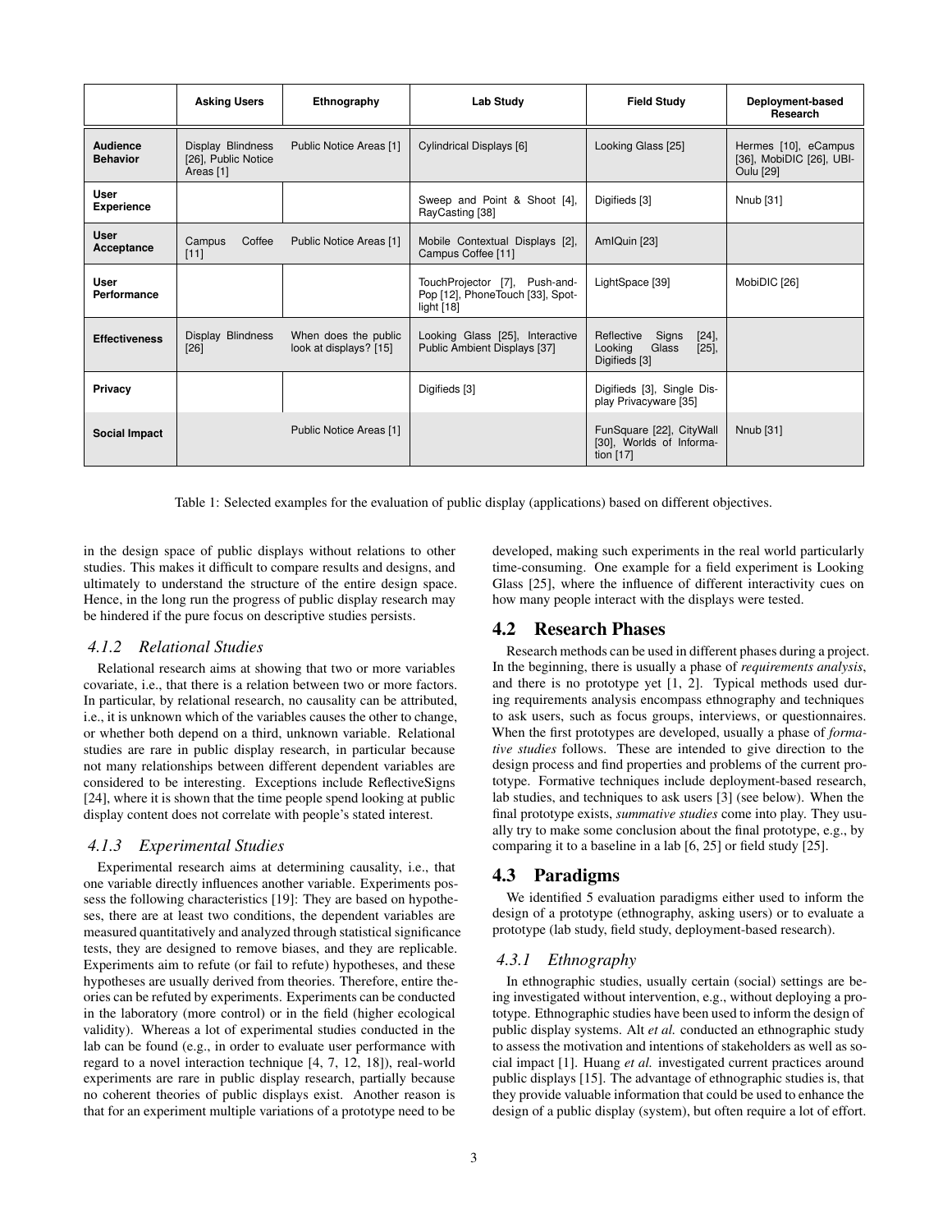| | Asking Users | Ethnography | Lab Study | Field Study | Deployment-based Research |
|---|---|---|---|---|---|
| **Audience Behavior** | Display Blindness [26], Public Notice Areas [1] | Public Notice Areas [1] | Cylindrical Displays [6] | Looking Glass [25] | Hermes [10], eCampus [36], MobiDIC [26], UBI-Oulu [29] |
| **User Experience** | | | Sweep and Point & Shoot [4], RayCasting [38] | Digifieds [3] | Nnub [31] |
| **User Acceptance** | Campus Coffee [11] | Public Notice Areas [1] | Mobile Contextual Displays [2], Campus Coffee [11] | AmIQuin [23] | |
| **User Performance** | | | TouchProjector [7], Push-and-Pop [12], PhoneTouch [33], Spotlight [18] | LightSpace [39] | MobiDIC [26] |
| **Effectiveness** | Display Blindness [26] | When does the public look at displays? [15] | Looking Glass [25], Interactive Public Ambient Displays [37] | Reflective Signs [24], Looking Glass [25], Digifieds [3] | |
| **Privacy** | | | Digifieds [3] | Digifieds [3], Single Display Privacyware [35] | |
| **Social Impact** | | Public Notice Areas [1] | | FunSquare [22], CityWall [30], Worlds of Information [17] | Nnub [31] |

Table 1: Selected examples for the evaluation of public display (applications) based on different objectives.

in the design space of public displays without relations to other studies. This makes it difficult to compare results and designs, and ultimately to understand the structure of the entire design space. Hence, in the long run the progress of public display research may be hindered if the pure focus on descriptive studies persists.

#### *4.1.2 Relational Studies*

Relational research aims at showing that two or more variables covariate, i.e., that there is a relation between two or more factors. In particular, by relational research, no causality can be attributed, i.e., it is unknown which of the variables causes the other to change, or whether both depend on a third, unknown variable. Relational studies are rare in public display research, in particular because not many relationships between different dependent variables are considered to be interesting. Exceptions include ReflectiveSigns [24], where it is shown that the time people spend looking at public display content does not correlate with people's stated interest.

#### *4.1.3 Experimental Studies*

Experimental research aims at determining causality, i.e., that one variable directly influences another variable. Experiments possess the following characteristics [19]: They are based on hypotheses, there are at least two conditions, the dependent variables are measured quantitatively and analyzed through statistical significance tests, they are designed to remove biases, and they are replicable. Experiments aim to refute (or fail to refute) hypotheses, and these hypotheses are usually derived from theories. Therefore, entire theories can be refuted by experiments. Experiments can be conducted in the laboratory (more control) or in the field (higher ecological validity). Whereas a lot of experimental studies conducted in the lab can be found (e.g., in order to evaluate user performance with regard to a novel interaction technique [4, 7, 12, 18]), real-world experiments are rare in public display research, partially because no coherent theories of public displays exist. Another reason is that for an experiment multiple variations of a prototype need to be developed, making such experiments in the real world particularly time-consuming. One example for a field experiment is Looking Glass [25], where the influence of different interactivity cues on how many people interact with the displays were tested.

### 4.2 Research Phases

Research methods can be used in different phases during a project. In the beginning, there is usually a phase of *requirements analysis*, and there is no prototype yet [1, 2]. Typical methods used during requirements analysis encompass ethnography and techniques to ask users, such as focus groups, interviews, or questionnaires. When the first prototypes are developed, usually a phase of *formative studies* follows. These are intended to give direction to the design process and find properties and problems of the current prototype. Formative techniques include deployment-based research, lab studies, and techniques to ask users [3] (see below). When the final prototype exists, *summative studies* come into play. They usually try to make some conclusion about the final prototype, e.g., by comparing it to a baseline in a lab [6, 25] or field study [25].

### 4.3 Paradigms

We identified 5 evaluation paradigms either used to inform the design of a prototype (ethnography, asking users) or to evaluate a prototype (lab study, field study, deployment-based research).

#### *4.3.1 Ethnography*

In ethnographic studies, usually certain (social) settings are being investigated without intervention, e.g., without deploying a prototype. Ethnographic studies have been used to inform the design of public display systems. Alt *et al.* conducted an ethnographic study to assess the motivation and intentions of stakeholders as well as social impact [1]. Huang *et al.* investigated current practices around public displays [15]. The advantage of ethnographic studies is, that they provide valuable information that could be used to enhance the design of a public display (system), but often require a lot of effort.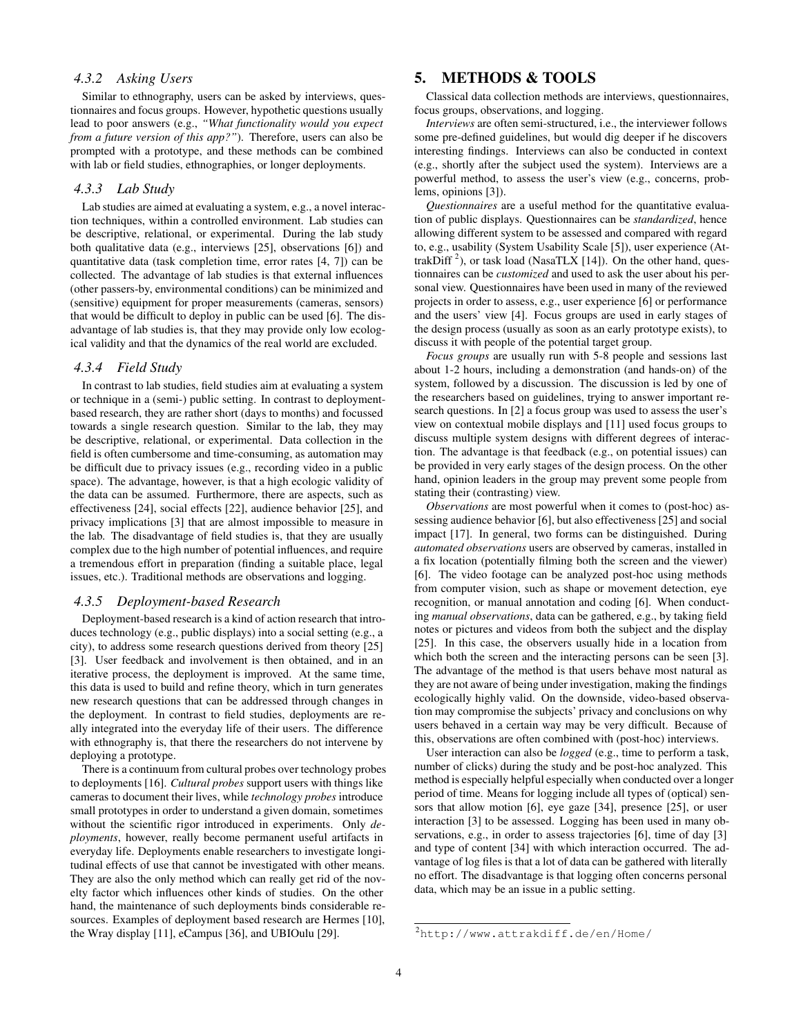### 4.3.2 Asking Users

Similar to ethnography, users can be asked by interviews, questionnaires and focus groups. However, hypothetic questions usually lead to poor answers (e.g., *"What functionality would you expect from a future version of this app?"*). Therefore, users can also be prompted with a prototype, and these methods can be combined with lab or field studies, ethnographies, or longer deployments.

### 4.3.3 Lab Study

Lab studies are aimed at evaluating a system, e.g., a novel interaction techniques, within a controlled environment. Lab studies can be descriptive, relational, or experimental. During the lab study both qualitative data (e.g., interviews [25], observations [6]) and quantitative data (task completion time, error rates [4, 7]) can be collected. The advantage of lab studies is that external influences (other passers-by, environmental conditions) can be minimized and (sensitive) equipment for proper measurements (cameras, sensors) that would be difficult to deploy in public can be used [6]. The disadvantage of lab studies is, that they may provide only low ecological validity and that the dynamics of the real world are excluded.

### 4.3.4 Field Study

In contrast to lab studies, field studies aim at evaluating a system or technique in a (semi-) public setting. In contrast to deployment-based research, they are rather short (days to months) and focussed towards a single research question. Similar to the lab, they may be descriptive, relational, or experimental. Data collection in the field is often cumbersome and time-consuming, as automation may be difficult due to privacy issues (e.g., recording video in a public space). The advantage, however, is that a high ecologic validity of the data can be assumed. Furthermore, there are aspects, such as effectiveness [24], social effects [22], audience behavior [25], and privacy implications [3] that are almost impossible to measure in the lab. The disadvantage of field studies is, that they are usually complex due to the high number of potential influences, and require a tremendous effort in preparation (finding a suitable place, legal issues, etc.). Traditional methods are observations and logging.

### 4.3.5 Deployment-based Research

Deployment-based research is a kind of action research that introduces technology (e.g., public displays) into a social setting (e.g., a city), to address some research questions derived from theory [25] [3]. User feedback and involvement is then obtained, and in an iterative process, the deployment is improved. At the same time, this data is used to build and refine theory, which in turn generates new research questions that can be addressed through changes in the deployment. In contrast to field studies, deployments are really integrated into the everyday life of their users. The difference with ethnography is, that there the researchers do not intervene by deploying a prototype.

There is a continuum from cultural probes over technology probes to deployments [16]. *Cultural probes* support users with things like cameras to document their lives, while *technology probes* introduce small prototypes in order to understand a given domain, sometimes without the scientific rigor introduced in experiments. Only *deployments*, however, really become permanent useful artifacts in everyday life. Deployments enable researchers to investigate longitudinal effects of use that cannot be investigated with other means. They are also the only method which can really get rid of the novelty factor which influences other kinds of studies. On the other hand, the maintenance of such deployments binds considerable resources. Examples of deployment based research are Hermes [10], the Wray display [11], eCampus [36], and UBIOulu [29].

# 5. METHODS & TOOLS

Classical data collection methods are interviews, questionnaires, focus groups, observations, and logging.

*Interviews* are often semi-structured, i.e., the interviewer follows some pre-defined guidelines, but would dig deeper if he discovers interesting findings. Interviews can also be conducted in context (e.g., shortly after the subject used the system). Interviews are a powerful method, to assess the user's view (e.g., concerns, problems, opinions [3]).

*Questionnaires* are a useful method for the quantitative evaluation of public displays. Questionnaires can be *standardized*, hence allowing different system to be assessed and compared with regard to, e.g., usability (System Usability Scale [5]), user experience (AttrakDiff [2]), or task load (NasaTLX [14]). On the other hand, questionnaires can be *customized* and used to ask the user about his personal view. Questionnaires have been used in many of the reviewed projects in order to assess, e.g., user experience [6] or performance and the users' view [4]. Focus groups are used in early stages of the design process (usually as soon as an early prototype exists), to discuss it with people of the potential target group.

*Focus groups* are usually run with 5-8 people and sessions last about 1-2 hours, including a demonstration (and hands-on) of the system, followed by a discussion. The discussion is led by one of the researchers based on guidelines, trying to answer important research questions. In [2] a focus group was used to assess the user's view on contextual mobile displays and [11] used focus groups to discuss multiple system designs with different degrees of interaction. The advantage is that feedback (e.g., on potential issues) can be provided in very early stages of the design process. On the other hand, opinion leaders in the group may prevent some people from stating their (contrasting) view.

*Observations* are most powerful when it comes to (post-hoc) assessing audience behavior [6], but also effectiveness [25] and social impact [17]. In general, two forms can be distinguished. During *automated observations* users are observed by cameras, installed in a fix location (potentially filming both the screen and the viewer) [6]. The video footage can be analyzed post-hoc using methods from computer vision, such as shape or movement detection, eye recognition, or manual annotation and coding [6]. When conducting *manual observations*, data can be gathered, e.g., by taking field notes or pictures and videos from both the subject and the display [25]. In this case, the observers usually hide in a location from which both the screen and the interacting persons can be seen [3]. The advantage of the method is that users behave most natural as they are not aware of being under investigation, making the findings ecologically highly valid. On the downside, video-based observation may compromise the subjects' privacy and conclusions on why users behaved in a certain way may be very difficult. Because of this, observations are often combined with (post-hoc) interviews.

User interaction can also be *logged* (e.g., time to perform a task, number of clicks) during the study and be post-hoc analyzed. This method is especially helpful especially when conducted over a longer period of time. Means for logging include all types of (optical) sensors that allow motion [6], eye gaze [34], presence [25], or user interaction [3] to be assessed. Logging has been used in many observations, e.g., in order to assess trajectories [6], time of day [3] and type of content [34] with which interaction occurred. The advantage of log files is that a lot of data can be gathered with literally no effort. The disadvantage is that logging often concerns personal data, which may be an issue in a public setting.

[2] http://www.attrakdiff.de/en/Home/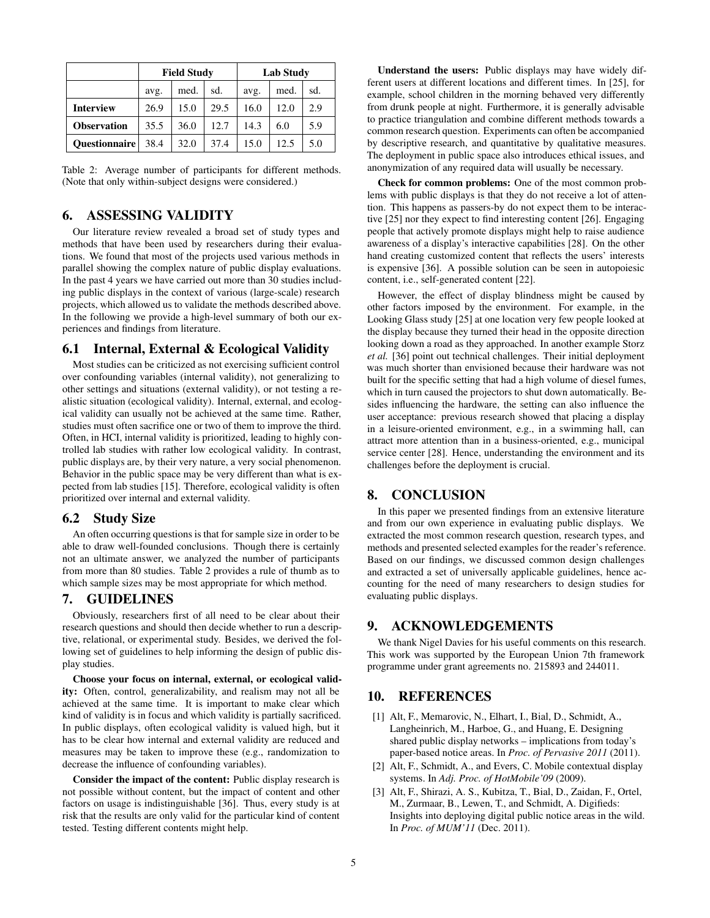| | Field Study | | | Lab Study | | |
|---|---|---|---|---|---|---|
| | avg. | med. | sd. | avg. | med. | sd. |
| **Interview** | 26.9 | 15.0 | 29.5 | 16.0 | 12.0 | 2.9 |
| **Observation** | 35.5 | 36.0 | 12.7 | 14.3 | 6.0 | 5.9 |
| **Questionnaire** | 38.4 | 32.0 | 37.4 | 15.0 | 12.5 | 5.0 |

Table 2: Average number of participants for different methods. (Note that only within-subject designs were considered.)

## 6. ASSESSING VALIDITY

Our literature review revealed a broad set of study types and methods that have been used by researchers during their evaluations. We found that most of the projects used various methods in parallel showing the complex nature of public display evaluations. In the past 4 years we have carried out more than 30 studies including public displays in the context of various (large-scale) research projects, which allowed us to validate the methods described above. In the following we provide a high-level summary of both our experiences and findings from literature.

### 6.1 Internal, External & Ecological Validity

Most studies can be criticized as not exercising sufficient control over confounding variables (internal validity), not generalizing to other settings and situations (external validity), or not testing a realistic situation (ecological validity). Internal, external, and ecological validity can usually not be achieved at the same time. Rather, studies must often sacrifice one or two of them to improve the third. Often, in HCI, internal validity is prioritized, leading to highly controlled lab studies with rather low ecological validity. In contrast, public displays are, by their very nature, a very social phenomenon. Behavior in the public space may be very different than what is expected from lab studies [15]. Therefore, ecological validity is often prioritized over internal and external validity.

### 6.2 Study Size

An often occurring questions is that for sample size in order to be able to draw well-founded conclusions. Though there is certainly not an ultimate answer, we analyzed the number of participants from more than 80 studies. Table 2 provides a rule of thumb as to which sample sizes may be most appropriate for which method.

## 7. GUIDELINES

Obviously, researchers first of all need to be clear about their research questions and should then decide whether to run a descriptive, relational, or experimental study. Besides, we derived the following set of guidelines to help informing the design of public display studies.

**Choose your focus on internal, external, or ecological validity:** Often, control, generalizability, and realism may not all be achieved at the same time. It is important to make clear which kind of validity is in focus and which validity is partially sacrificed. In public displays, often ecological validity is valued high, but it has to be clear how internal and external validity are reduced and measures may be taken to improve these (e.g., randomization to decrease the influence of confounding variables).

**Consider the impact of the content:** Public display research is not possible without content, but the impact of content and other factors on usage is indistinguishable [36]. Thus, every study is at risk that the results are only valid for the particular kind of content tested. Testing different contents might help.

**Understand the users:** Public displays may have widely different users at different locations and different times. In [25], for example, school children in the morning behaved very differently from drunk people at night. Furthermore, it is generally advisable to practice triangulation and combine different methods towards a common research question. Experiments can often be accompanied by descriptive research, and quantitative by qualitative measures. The deployment in public space also introduces ethical issues, and anonymization of any required data will usually be necessary.

**Check for common problems:** One of the most common problems with public displays is that they do not receive a lot of attention. This happens as passers-by do not expect them to be interactive [25] nor they expect to find interesting content [26]. Engaging people that actively promote displays might help to raise audience awareness of a display's interactive capabilities [28]. On the other hand creating customized content that reflects the users' interests is expensive [36]. A possible solution can be seen in autopoiesic content, i.e., self-generated content [22].

However, the effect of display blindness might be caused by other factors imposed by the environment. For example, in the Looking Glass study [25] at one location very few people looked at the display because they turned their head in the opposite direction looking down a road as they approached. In another example Storz *et al.* [36] point out technical challenges. Their initial deployment was much shorter than envisioned because their hardware was not built for the specific setting that had a high volume of diesel fumes, which in turn caused the projectors to shut down automatically. Besides influencing the hardware, the setting can also influence the user acceptance: previous research showed that placing a display in a leisure-oriented environment, e.g., in a swimming hall, can attract more attention than in a business-oriented, e.g., municipal service center [28]. Hence, understanding the environment and its challenges before the deployment is crucial.

## 8. CONCLUSION

In this paper we presented findings from an extensive literature and from our own experience in evaluating public displays. We extracted the most common research question, research types, and methods and presented selected examples for the reader's reference. Based on our findings, we discussed common design challenges and extracted a set of universally applicable guidelines, hence accounting for the need of many researchers to design studies for evaluating public displays.

## 9. ACKNOWLEDGEMENTS

We thank Nigel Davies for his useful comments on this research. This work was supported by the European Union 7th framework programme under grant agreements no. 215893 and 244011.

## 10. REFERENCES

[1] Alt, F., Memarovic, N., Elhart, I., Bial, D., Schmidt, A., Langheinrich, M., Harboe, G., and Huang, E. Designing shared public display networks – implications from today's paper-based notice areas. In *Proc. of Pervasive 2011* (2011).

[2] Alt, F., Schmidt, A., and Evers, C. Mobile contextual display systems. In *Adj. Proc. of HotMobile'09* (2009).

[3] Alt, F., Shirazi, A. S., Kubitza, T., Bial, D., Zaidan, F., Ortel, M., Zurmaar, B., Lewen, T., and Schmidt, A. Digifieds: Insights into deploying digital public notice areas in the wild. In *Proc. of MUM'11* (Dec. 2011).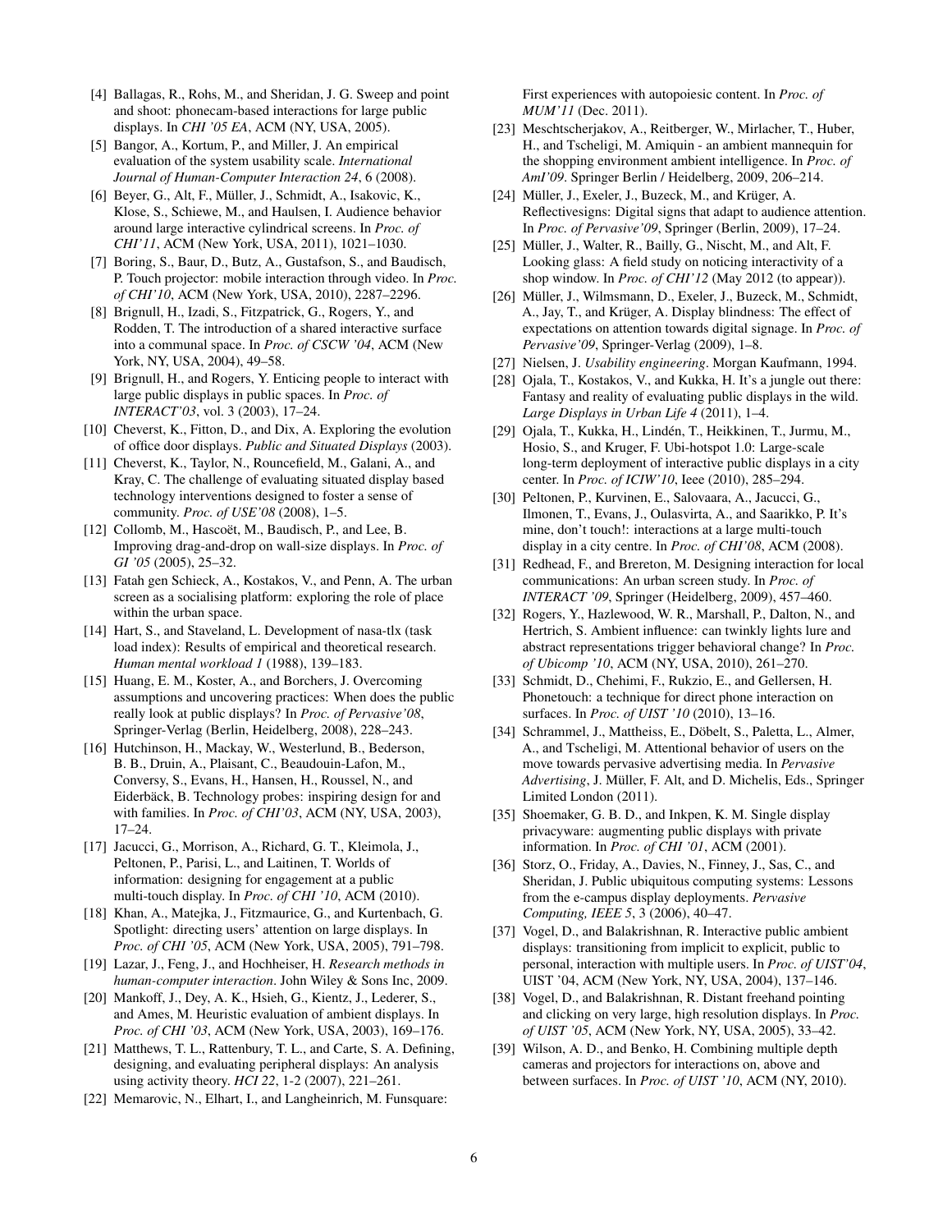[4] Ballagas, R., Rohs, M., and Sheridan, J. G. Sweep and point and shoot: phonecam-based interactions for large public displays. In *CHI '05 EA*, ACM (NY, USA, 2005).

[5] Bangor, A., Kortum, P., and Miller, J. An empirical evaluation of the system usability scale. *International Journal of Human-Computer Interaction 24*, 6 (2008).

[6] Beyer, G., Alt, F., Müller, J., Schmidt, A., Isakovic, K., Klose, S., Schiewe, M., and Haulsen, I. Audience behavior around large interactive cylindrical screens. In *Proc. of CHI'11*, ACM (New York, USA, 2011), 1021–1030.

[7] Boring, S., Baur, D., Butz, A., Gustafson, S., and Baudisch, P. Touch projector: mobile interaction through video. In *Proc. of CHI'10*, ACM (New York, USA, 2010), 2287–2296.

[8] Brignull, H., Izadi, S., Fitzpatrick, G., Rogers, Y., and Rodden, T. The introduction of a shared interactive surface into a communal space. In *Proc. of CSCW '04*, ACM (New York, NY, USA, 2004), 49–58.

[9] Brignull, H., and Rogers, Y. Enticing people to interact with large public displays in public spaces. In *Proc. of INTERACT'03*, vol. 3 (2003), 17–24.

[10] Cheverst, K., Fitton, D., and Dix, A. Exploring the evolution of office door displays. *Public and Situated Displays* (2003).

[11] Cheverst, K., Taylor, N., Rouncefield, M., Galani, A., and Kray, C. The challenge of evaluating situated display based technology interventions designed to foster a sense of community. *Proc. of USE'08* (2008), 1–5.

[12] Collomb, M., Hascoët, M., Baudisch, P., and Lee, B. Improving drag-and-drop on wall-size displays. In *Proc. of GI '05* (2005), 25–32.

[13] Fatah gen Schieck, A., Kostakos, V., and Penn, A. The urban screen as a socialising platform: exploring the role of place within the urban space.

[14] Hart, S., and Staveland, L. Development of nasa-tlx (task load index): Results of empirical and theoretical research. *Human mental workload 1* (1988), 139–183.

[15] Huang, E. M., Koster, A., and Borchers, J. Overcoming assumptions and uncovering practices: When does the public really look at public displays? In *Proc. of Pervasive'08*, Springer-Verlag (Berlin, Heidelberg, 2008), 228–243.

[16] Hutchinson, H., Mackay, W., Westerlund, B., Bederson, B. B., Druin, A., Plaisant, C., Beaudouin-Lafon, M., Conversy, S., Evans, H., Hansen, H., Roussel, N., and Eiderbäck, B. Technology probes: inspiring design for and with families. In *Proc. of CHI'03*, ACM (NY, USA, 2003), 17–24.

[17] Jacucci, G., Morrison, A., Richard, G. T., Kleimola, J., Peltonen, P., Parisi, L., and Laitinen, T. Worlds of information: designing for engagement at a public multi-touch display. In *Proc. of CHI '10*, ACM (2010).

[18] Khan, A., Matejka, J., Fitzmaurice, G., and Kurtenbach, G. Spotlight: directing users' attention on large displays. In *Proc. of CHI '05*, ACM (New York, USA, 2005), 791–798.

[19] Lazar, J., Feng, J., and Hochheiser, H. *Research methods in human-computer interaction*. John Wiley & Sons Inc, 2009.

[20] Mankoff, J., Dey, A. K., Hsieh, G., Kientz, J., Lederer, S., and Ames, M. Heuristic evaluation of ambient displays. In *Proc. of CHI '03*, ACM (New York, USA, 2003), 169–176.

[21] Matthews, T. L., Rattenbury, T. L., and Carte, S. A. Defining, designing, and evaluating peripheral displays: An analysis using activity theory. *HCI 22*, 1-2 (2007), 221–261.

[22] Memarovic, N., Elhart, I., and Langheinrich, M. Funsquare: First experiences with autopoiesic content. In *Proc. of MUM'11* (Dec. 2011).

[23] Meschtscherjakov, A., Reitberger, W., Mirlacher, T., Huber, H., and Tscheligi, M. Amiquin - an ambient mannequin for the shopping environment ambient intelligence. In *Proc. of AmI'09*. Springer Berlin / Heidelberg, 2009, 206–214.

[24] Müller, J., Exeler, J., Buzeck, M., and Krüger, A. Reflectivesigns: Digital signs that adapt to audience attention. In *Proc. of Pervasive'09*, Springer (Berlin, 2009), 17–24.

[25] Müller, J., Walter, R., Bailly, G., Nischt, M., and Alt, F. Looking glass: A field study on noticing interactivity of a shop window. In *Proc. of CHI'12* (May 2012 (to appear)).

[26] Müller, J., Wilmsmann, D., Exeler, J., Buzeck, M., Schmidt, A., Jay, T., and Krüger, A. Display blindness: The effect of expectations on attention towards digital signage. In *Proc. of Pervasive'09*, Springer-Verlag (2009), 1–8.

[27] Nielsen, J. *Usability engineering*. Morgan Kaufmann, 1994.

[28] Ojala, T., Kostakos, V., and Kukka, H. It's a jungle out there: Fantasy and reality of evaluating public displays in the wild. *Large Displays in Urban Life 4* (2011), 1–4.

[29] Ojala, T., Kukka, H., Lindén, T., Heikkinen, T., Jurmu, M., Hosio, S., and Kruger, F. Ubi-hotspot 1.0: Large-scale long-term deployment of interactive public displays in a city center. In *Proc. of ICIW'10*, Ieee (2010), 285–294.

[30] Peltonen, P., Kurvinen, E., Salovaara, A., Jacucci, G., Ilmonen, T., Evans, J., Oulasvirta, A., and Saarikko, P. It's mine, don't touch!: interactions at a large multi-touch display in a city centre. In *Proc. of CHI'08*, ACM (2008).

[31] Redhead, F., and Brereton, M. Designing interaction for local communications: An urban screen study. In *Proc. of INTERACT '09*, Springer (Heidelberg, 2009), 457–460.

[32] Rogers, Y., Hazlewood, W. R., Marshall, P., Dalton, N., and Hertrich, S. Ambient influence: can twinkly lights lure and abstract representations trigger behavioral change? In *Proc. of Ubicomp '10*, ACM (NY, USA, 2010), 261–270.

[33] Schmidt, D., Chehimi, F., Rukzio, E., and Gellersen, H. Phonetouch: a technique for direct phone interaction on surfaces. In *Proc. of UIST '10* (2010), 13–16.

[34] Schrammel, J., Mattheiss, E., Döbelt, S., Paletta, L., Almer, A., and Tscheligi, M. Attentional behavior of users on the move towards pervasive advertising media. In *Pervasive Advertising*, J. Müller, F. Alt, and D. Michelis, Eds., Springer Limited London (2011).

[35] Shoemaker, G. B. D., and Inkpen, K. M. Single display privacyware: augmenting public displays with private information. In *Proc. of CHI '01*, ACM (2001).

[36] Storz, O., Friday, A., Davies, N., Finney, J., Sas, C., and Sheridan, J. Public ubiquitous computing systems: Lessons from the e-campus display deployments. *Pervasive Computing, IEEE 5*, 3 (2006), 40–47.

[37] Vogel, D., and Balakrishnan, R. Interactive public ambient displays: transitioning from implicit to explicit, public to personal, interaction with multiple users. In *Proc. of UIST'04*, UIST '04, ACM (New York, NY, USA, 2004), 137–146.

[38] Vogel, D., and Balakrishnan, R. Distant freehand pointing and clicking on very large, high resolution displays. In *Proc. of UIST '05*, ACM (New York, NY, USA, 2005), 33–42.

[39] Wilson, A. D., and Benko, H. Combining multiple depth cameras and projectors for interactions on, above and between surfaces. In *Proc. of UIST '10*, ACM (NY, 2010).